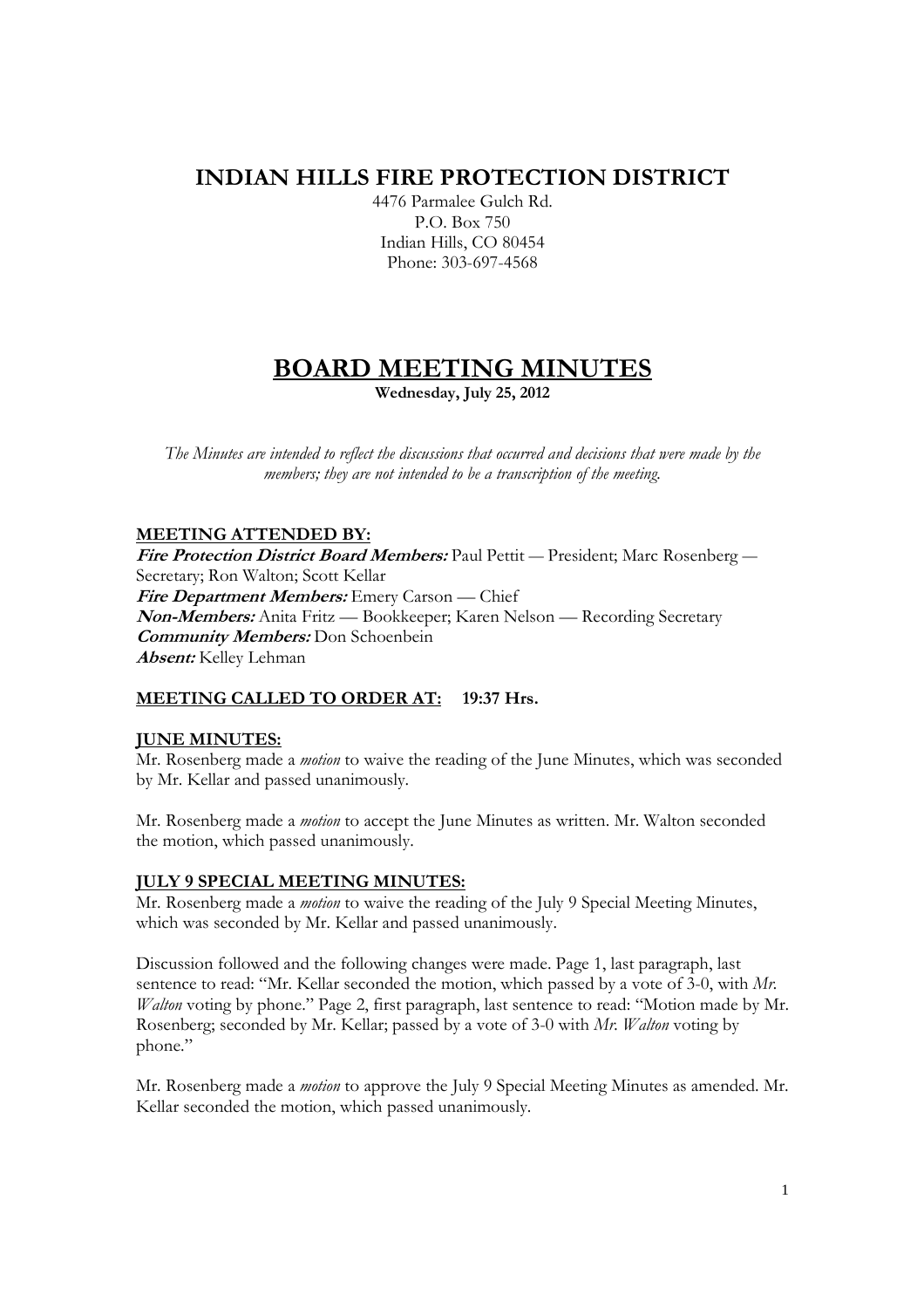# INDIAN HILLS FIRE PROTECTION DISTRICT

4476 Parmalee Gulch Rd.
P.O. Box 750
Indian Hills, CO 80454
Phone: 303-697-4568

# BOARD MEETING MINUTES

**Wednesday, July 25, 2012**

*The Minutes are intended to reflect the discussions that occurred and decisions that were made by the members; they are not intended to be a transcription of the meeting.*

## MEETING ATTENDED BY:

***Fire Protection District Board Members:*** Paul Pettit — President; Marc Rosenberg — Secretary; Ron Walton; Scott Kellar
***Fire Department Members:*** Emery Carson — Chief
***Non-Members:*** Anita Fritz — Bookkeeper; Karen Nelson — Recording Secretary
***Community Members:*** Don Schoenbein
***Absent:*** Kelley Lehman

## MEETING CALLED TO ORDER AT: 19:37 Hrs.

## JUNE MINUTES:

Mr. Rosenberg made a *motion* to waive the reading of the June Minutes, which was seconded by Mr. Kellar and passed unanimously.

Mr. Rosenberg made a *motion* to accept the June Minutes as written. Mr. Walton seconded the motion, which passed unanimously.

## JULY 9 SPECIAL MEETING MINUTES:

Mr. Rosenberg made a *motion* to waive the reading of the July 9 Special Meeting Minutes, which was seconded by Mr. Kellar and passed unanimously.

Discussion followed and the following changes were made. Page 1, last paragraph, last sentence to read: "Mr. Kellar seconded the motion, which passed by a vote of 3-0, with *Mr. Walton* voting by phone." Page 2, first paragraph, last sentence to read: "Motion made by Mr. Rosenberg; seconded by Mr. Kellar; passed by a vote of 3-0 with *Mr. Walton* voting by phone."

Mr. Rosenberg made a *motion* to approve the July 9 Special Meeting Minutes as amended. Mr. Kellar seconded the motion, which passed unanimously.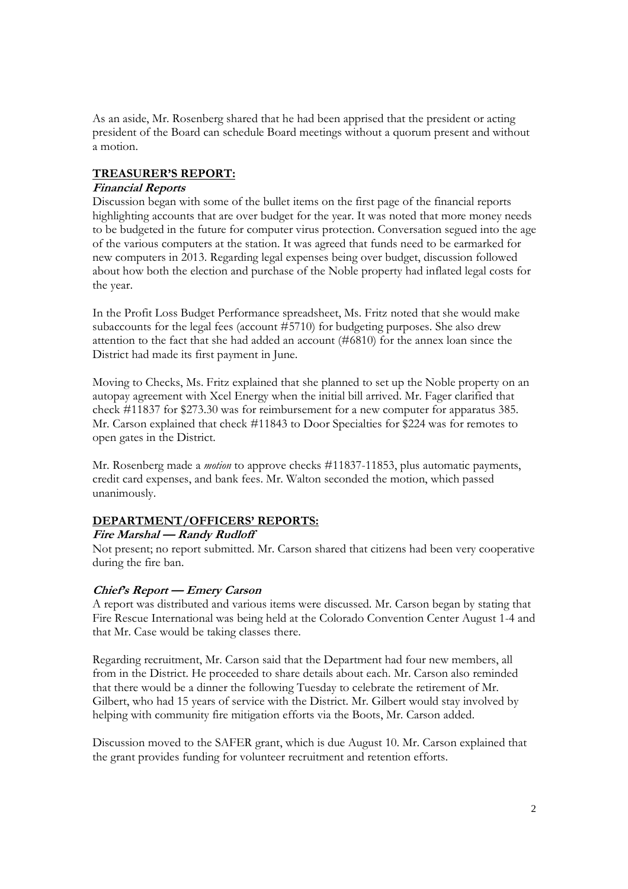As an aside, Mr. Rosenberg shared that he had been apprised that the president or acting president of the Board can schedule Board meetings without a quorum present and without a motion.

## **TREASURER'S REPORT:**

### ***Financial Reports***

Discussion began with some of the bullet items on the first page of the financial reports highlighting accounts that are over budget for the year. It was noted that more money needs to be budgeted in the future for computer virus protection. Conversation segued into the age of the various computers at the station. It was agreed that funds need to be earmarked for new computers in 2013. Regarding legal expenses being over budget, discussion followed about how both the election and purchase of the Noble property had inflated legal costs for the year.

In the Profit Loss Budget Performance spreadsheet, Ms. Fritz noted that she would make subaccounts for the legal fees (account #5710) for budgeting purposes. She also drew attention to the fact that she had added an account (#6810) for the annex loan since the District had made its first payment in June.

Moving to Checks, Ms. Fritz explained that she planned to set up the Noble property on an autopay agreement with Xcel Energy when the initial bill arrived. Mr. Fager clarified that check #11837 for $273.30 was for reimbursement for a new computer for apparatus 385. Mr. Carson explained that check #11843 to Door Specialties for $224 was for remotes to open gates in the District.

Mr. Rosenberg made a *motion* to approve checks #11837-11853, plus automatic payments, credit card expenses, and bank fees. Mr. Walton seconded the motion, which passed unanimously.

## **DEPARTMENT/OFFICERS' REPORTS:**

### ***Fire Marshal — Randy Rudloff***

Not present; no report submitted. Mr. Carson shared that citizens had been very cooperative during the fire ban.

### ***Chief's Report — Emery Carson***

A report was distributed and various items were discussed. Mr. Carson began by stating that Fire Rescue International was being held at the Colorado Convention Center August 1-4 and that Mr. Case would be taking classes there.

Regarding recruitment, Mr. Carson said that the Department had four new members, all from in the District. He proceeded to share details about each. Mr. Carson also reminded that there would be a dinner the following Tuesday to celebrate the retirement of Mr. Gilbert, who had 15 years of service with the District. Mr. Gilbert would stay involved by helping with community fire mitigation efforts via the Boots, Mr. Carson added.

Discussion moved to the SAFER grant, which is due August 10. Mr. Carson explained that the grant provides funding for volunteer recruitment and retention efforts.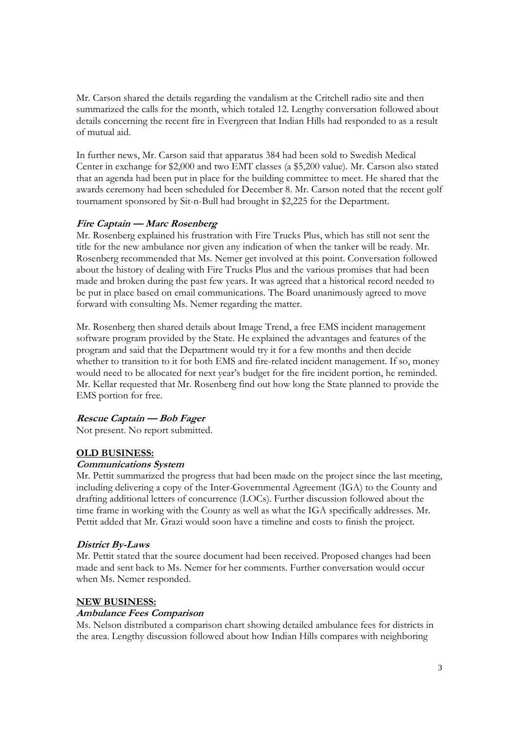Mr. Carson shared the details regarding the vandalism at the Critchell radio site and then summarized the calls for the month, which totaled 12. Lengthy conversation followed about details concerning the recent fire in Evergreen that Indian Hills had responded to as a result of mutual aid.

In further news, Mr. Carson said that apparatus 384 had been sold to Swedish Medical Center in exchange for $2,000 and two EMT classes (a $5,200 value). Mr. Carson also stated that an agenda had been put in place for the building committee to meet. He shared that the awards ceremony had been scheduled for December 8. Mr. Carson noted that the recent golf tournament sponsored by Sit-n-Bull had brought in $2,225 for the Department.

***Fire Captain — Marc Rosenberg***

Mr. Rosenberg explained his frustration with Fire Trucks Plus, which has still not sent the title for the new ambulance nor given any indication of when the tanker will be ready. Mr. Rosenberg recommended that Ms. Nemer get involved at this point. Conversation followed about the history of dealing with Fire Trucks Plus and the various promises that had been made and broken during the past few years. It was agreed that a historical record needed to be put in place based on email communications. The Board unanimously agreed to move forward with consulting Ms. Nemer regarding the matter.

Mr. Rosenberg then shared details about Image Trend, a free EMS incident management software program provided by the State. He explained the advantages and features of the program and said that the Department would try it for a few months and then decide whether to transition to it for both EMS and fire-related incident management. If so, money would need to be allocated for next year's budget for the fire incident portion, he reminded. Mr. Kellar requested that Mr. Rosenberg find out how long the State planned to provide the EMS portion for free.

***Rescue Captain — Bob Fager***

Not present. No report submitted.

**OLD BUSINESS:**

***Communications System***

Mr. Pettit summarized the progress that had been made on the project since the last meeting, including delivering a copy of the Inter-Governmental Agreement (IGA) to the County and drafting additional letters of concurrence (LOCs). Further discussion followed about the time frame in working with the County as well as what the IGA specifically addresses. Mr. Pettit added that Mr. Grazi would soon have a timeline and costs to finish the project.

***District By-Laws***

Mr. Pettit stated that the source document had been received. Proposed changes had been made and sent back to Ms. Nemer for her comments. Further conversation would occur when Ms. Nemer responded.

**NEW BUSINESS:**

***Ambulance Fees Comparison***

Ms. Nelson distributed a comparison chart showing detailed ambulance fees for districts in the area. Lengthy discussion followed about how Indian Hills compares with neighboring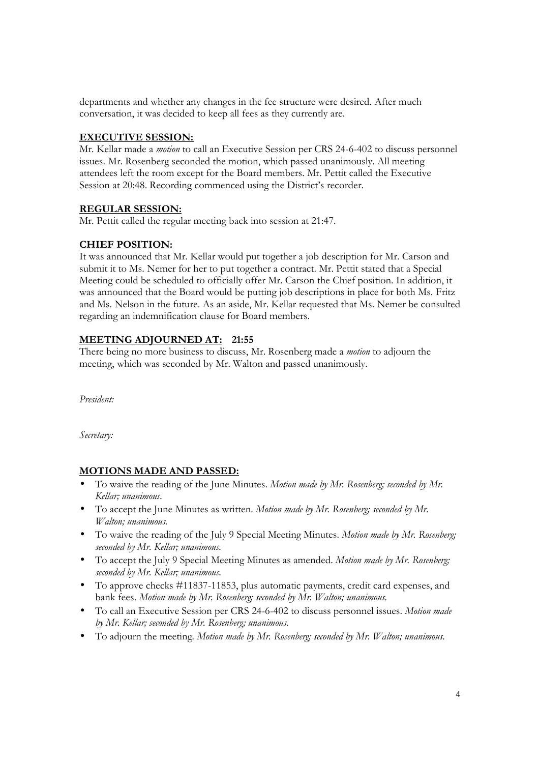departments and whether any changes in the fee structure were desired. After much conversation, it was decided to keep all fees as they currently are.

**EXECUTIVE SESSION:**

Mr. Kellar made a *motion* to call an Executive Session per CRS 24-6-402 to discuss personnel issues. Mr. Rosenberg seconded the motion, which passed unanimously. All meeting attendees left the room except for the Board members. Mr. Pettit called the Executive Session at 20:48. Recording commenced using the District's recorder.

**REGULAR SESSION:**

Mr. Pettit called the regular meeting back into session at 21:47.

**CHIEF POSITION:**

It was announced that Mr. Kellar would put together a job description for Mr. Carson and submit it to Ms. Nemer for her to put together a contract. Mr. Pettit stated that a Special Meeting could be scheduled to officially offer Mr. Carson the Chief position. In addition, it was announced that the Board would be putting job descriptions in place for both Ms. Fritz and Ms. Nelson in the future. As an aside, Mr. Kellar requested that Ms. Nemer be consulted regarding an indemnification clause for Board members.

**MEETING ADJOURNED AT: 21:55**

There being no more business to discuss, Mr. Rosenberg made a *motion* to adjourn the meeting, which was seconded by Mr. Walton and passed unanimously.

*President:*

*Secretary:*

**MOTIONS MADE AND PASSED:**

- To waive the reading of the June Minutes. *Motion made by Mr. Rosenberg; seconded by Mr. Kellar; unanimous.*
- To accept the June Minutes as written. *Motion made by Mr. Rosenberg; seconded by Mr. Walton; unanimous.*
- To waive the reading of the July 9 Special Meeting Minutes. *Motion made by Mr. Rosenberg; seconded by Mr. Kellar; unanimous.*
- To accept the July 9 Special Meeting Minutes as amended. *Motion made by Mr. Rosenberg; seconded by Mr. Kellar; unanimous.*
- To approve checks #11837-11853, plus automatic payments, credit card expenses, and bank fees. *Motion made by Mr. Rosenberg; seconded by Mr. Walton; unanimous.*
- To call an Executive Session per CRS 24-6-402 to discuss personnel issues. *Motion made by Mr. Kellar; seconded by Mr. Rosenberg; unanimous.*
- To adjourn the meeting. *Motion made by Mr. Rosenberg; seconded by Mr. Walton; unanimous.*